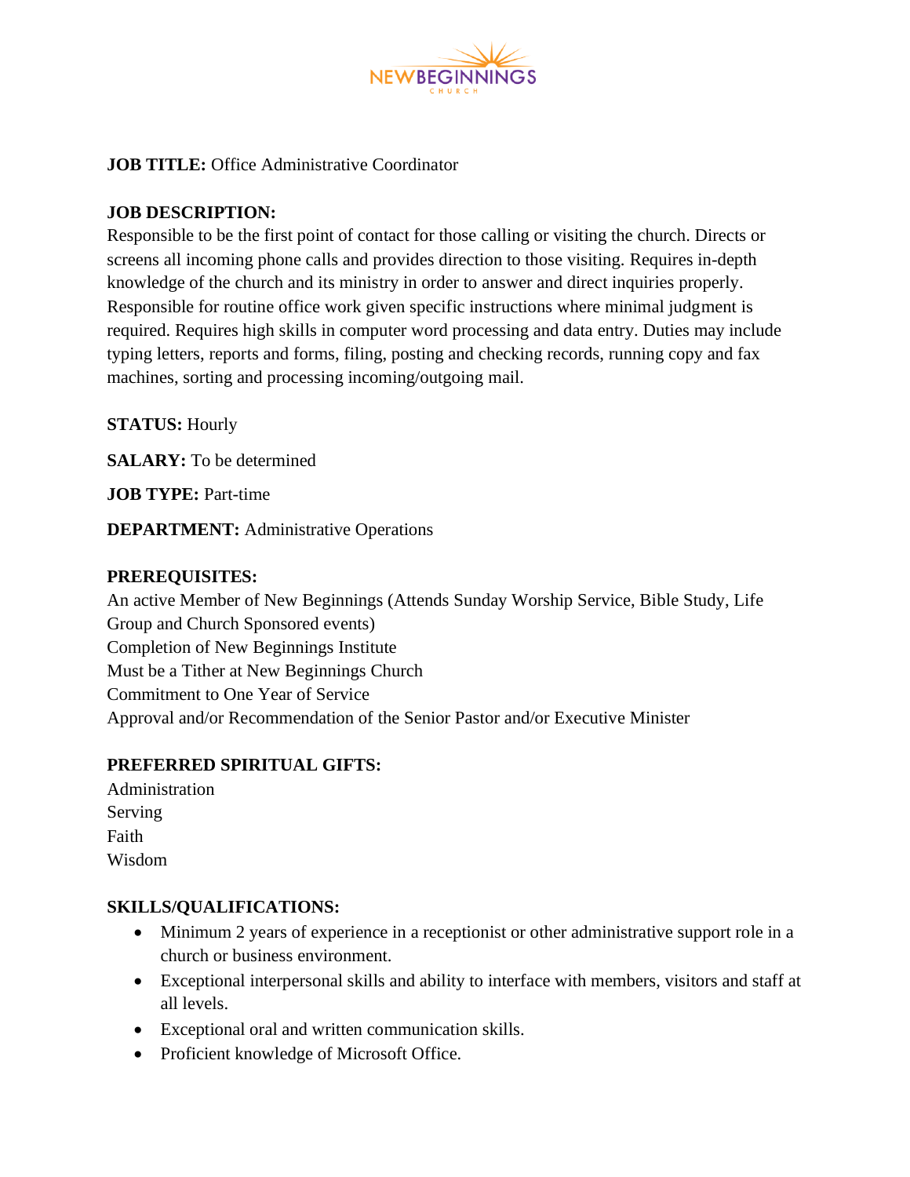**JOB TITLE:** Office Administrative Coordinator

**JOB DESCRIPTION:**
Responsible to be the first point of contact for those calling or visiting the church. Directs or screens all incoming phone calls and provides direction to those visiting. Requires in-depth knowledge of the church and its ministry in order to answer and direct inquiries properly. Responsible for routine office work given specific instructions where minimal judgment is required. Requires high skills in computer word processing and data entry. Duties may include typing letters, reports and forms, filing, posting and checking records, running copy and fax machines, sorting and processing incoming/outgoing mail.

**STATUS:** Hourly

**SALARY:** To be determined

**JOB TYPE:** Part-time

**DEPARTMENT:** Administrative Operations

**PREREQUISITES:**
An active Member of New Beginnings (Attends Sunday Worship Service, Bible Study, Life Group and Church Sponsored events)
Completion of New Beginnings Institute
Must be a Tither at New Beginnings Church
Commitment to One Year of Service
Approval and/or Recommendation of the Senior Pastor and/or Executive Minister

**PREFERRED SPIRITUAL GIFTS:**
Administration
Serving
Faith
Wisdom

**SKILLS/QUALIFICATIONS:**

- Minimum 2 years of experience in a receptionist or other administrative support role in a church or business environment.
- Exceptional interpersonal skills and ability to interface with members, visitors and staff at all levels.
- Exceptional oral and written communication skills.
- Proficient knowledge of Microsoft Office.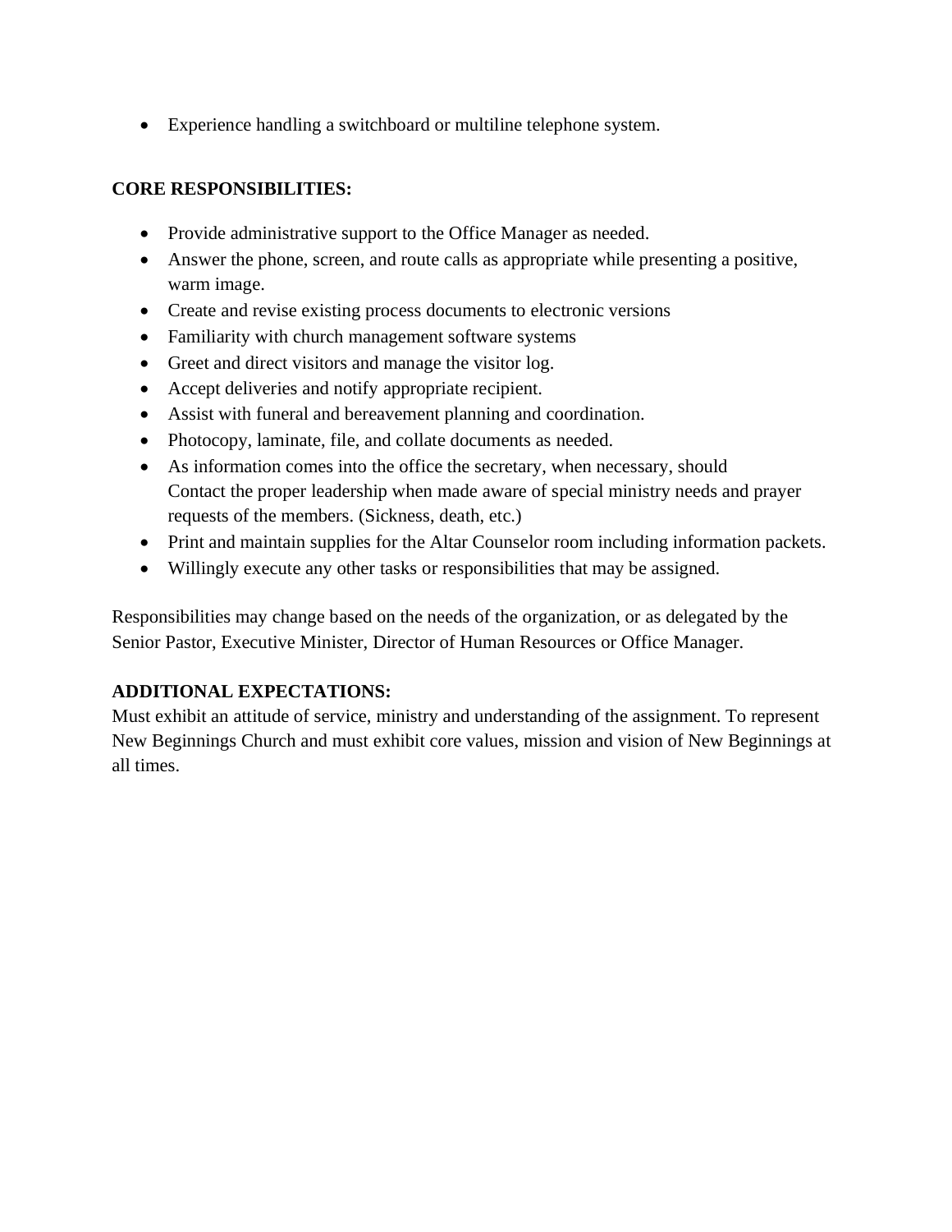- Experience handling a switchboard or multiline telephone system.

**CORE RESPONSIBILITIES:**

- Provide administrative support to the Office Manager as needed.
- Answer the phone, screen, and route calls as appropriate while presenting a positive, warm image.
- Create and revise existing process documents to electronic versions
- Familiarity with church management software systems
- Greet and direct visitors and manage the visitor log.
- Accept deliveries and notify appropriate recipient.
- Assist with funeral and bereavement planning and coordination.
- Photocopy, laminate, file, and collate documents as needed.
- As information comes into the office the secretary, when necessary, should Contact the proper leadership when made aware of special ministry needs and prayer requests of the members. (Sickness, death, etc.)
- Print and maintain supplies for the Altar Counselor room including information packets.
- Willingly execute any other tasks or responsibilities that may be assigned.

Responsibilities may change based on the needs of the organization, or as delegated by the Senior Pastor, Executive Minister, Director of Human Resources or Office Manager.

**ADDITIONAL EXPECTATIONS:**

Must exhibit an attitude of service, ministry and understanding of the assignment. To represent New Beginnings Church and must exhibit core values, mission and vision of New Beginnings at all times.